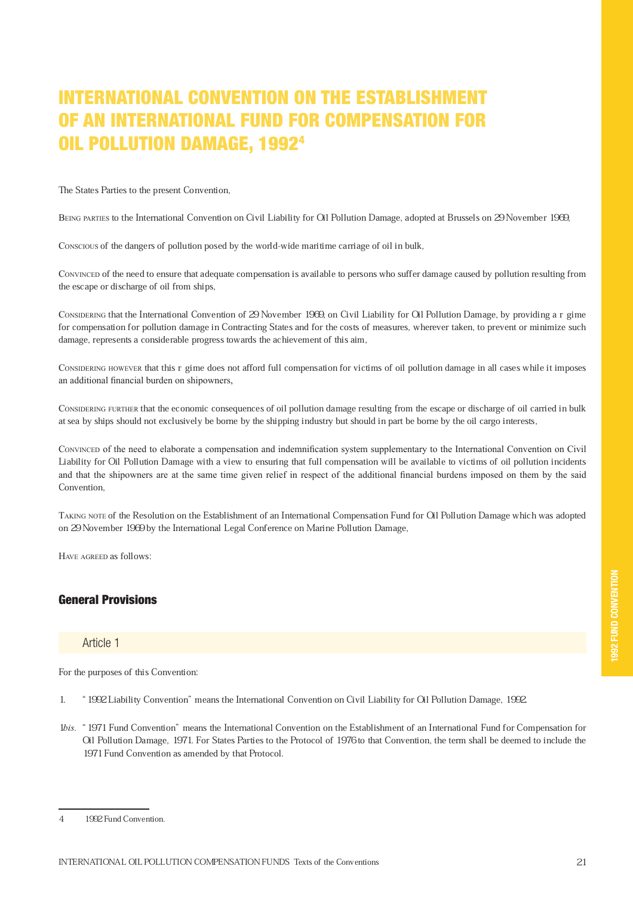# INTERNATIONAL CONVENTION ON THE ESTABLISHMENT OF AN INTERNATIONAL FUND FOR COMPENSATION FOR OIL POLLUTION DAMAGE, 1992[4]

The States Parties to the present Convention,

Being parties to the International Convention on Civil Liability for Oil Pollution Damage, adopted at Brussels on 29 November 1969,

Conscious of the dangers of pollution posed by the world-wide maritime carriage of oil in bulk,

Convinced of the need to ensure that adequate compensation is available to persons who suffer damage caused by pollution resulting from the escape or discharge of oil from ships,

Considering that the International Convention of 29 November 1969, on Civil Liability for Oil Pollution Damage, by providing a r gime for compensation for pollution damage in Contracting States and for the costs of measures, wherever taken, to prevent or minimize such damage, represents a considerable progress towards the achievement of this aim,

Considering however that this r gime does not afford full compensation for victims of oil pollution damage in all cases while it imposes an additional financial burden on shipowners,

Considering further that the economic consequences of oil pollution damage resulting from the escape or discharge of oil carried in bulk at sea by ships should not exclusively be borne by the shipping industry but should in part be borne by the oil cargo interests,

Convinced of the need to elaborate a compensation and indemnification system supplementary to the International Convention on Civil Liability for Oil Pollution Damage with a view to ensuring that full compensation will be available to victims of oil pollution incidents and that the shipowners are at the same time given relief in respect of the additional financial burdens imposed on them by the said Convention,

Taking note of the Resolution on the Establishment of an International Compensation Fund for Oil Pollution Damage which was adopted on 29 November 1969 by the International Legal Conference on Marine Pollution Damage,

Have agreed as follows:

## General Provisions

### Article 1

For the purposes of this Convention:

1. "1992 Liability Convention" means the International Convention on Civil Liability for Oil Pollution Damage, 1992.

*1bis*. "1971 Fund Convention" means the International Convention on the Establishment of an International Fund for Compensation for Oil Pollution Damage, 1971. For States Parties to the Protocol of 1976 to that Convention, the term shall be deemed to include the 1971 Fund Convention as amended by that Protocol.

---

4 1992 Fund Convention.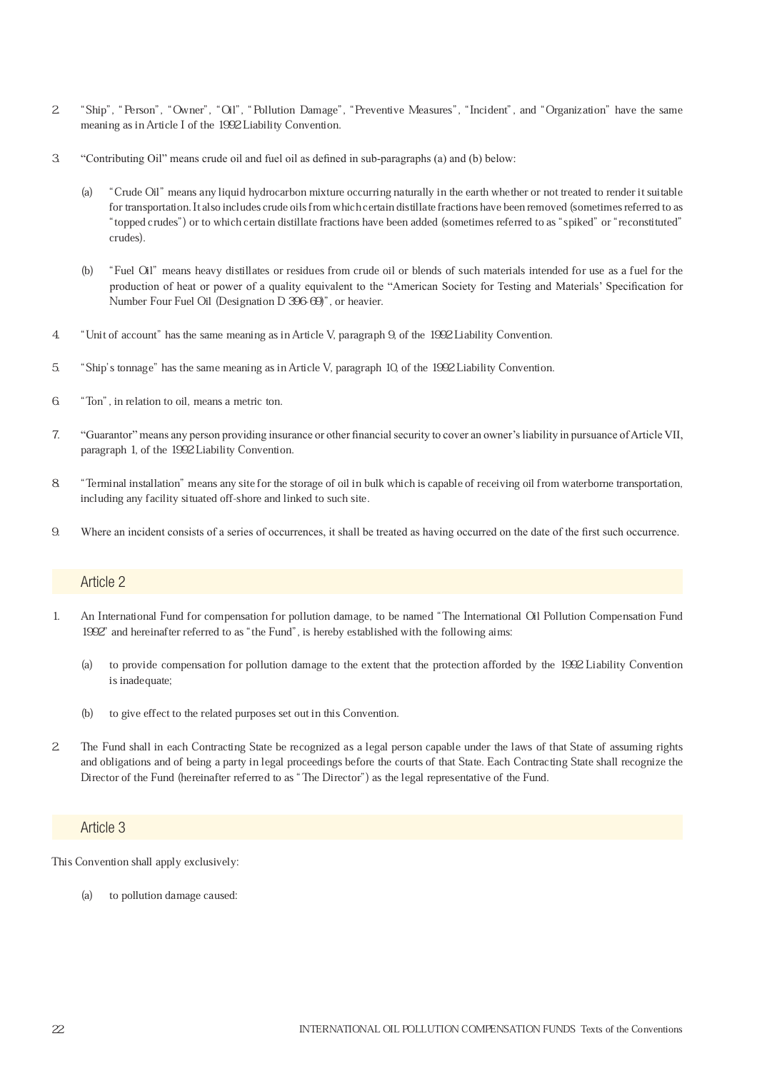2. "Ship", "Person", "Owner", "Oil", "Pollution Damage", "Preventive Measures", "Incident", and "Organization" have the same meaning as in Article I of the 1992 Liability Convention.

3. "Contributing Oil" means crude oil and fuel oil as defined in sub-paragraphs (a) and (b) below:

   (a) "Crude Oil" means any liquid hydrocarbon mixture occurring naturally in the earth whether or not treated to render it suitable for transportation. It also includes crude oils from which certain distillate fractions have been removed (sometimes referred to as "topped crudes") or to which certain distillate fractions have been added (sometimes referred to as "spiked" or "reconstituted" crudes).

   (b) "Fuel Oil" means heavy distillates or residues from crude oil or blends of such materials intended for use as a fuel for the production of heat or power of a quality equivalent to the "American Society for Testing and Materials' Specification for Number Four Fuel Oil (Designation D 396-69)", or heavier.

4. "Unit of account" has the same meaning as in Article V, paragraph 9, of the 1992 Liability Convention.

5. "Ship's tonnage" has the same meaning as in Article V, paragraph 10, of the 1992 Liability Convention.

6. "Ton", in relation to oil, means a metric ton.

7. "Guarantor" means any person providing insurance or other financial security to cover an owner's liability in pursuance of Article VII, paragraph 1, of the 1992 Liability Convention.

8. "Terminal installation" means any site for the storage of oil in bulk which is capable of receiving oil from waterborne transportation, including any facility situated off-shore and linked to such site.

9. Where an incident consists of a series of occurrences, it shall be treated as having occurred on the date of the first such occurrence.

## Article 2

1. An International Fund for compensation for pollution damage, to be named "The International Oil Pollution Compensation Fund 1992" and hereinafter referred to as "the Fund", is hereby established with the following aims:

   (a) to provide compensation for pollution damage to the extent that the protection afforded by the 1992 Liability Convention is inadequate;

   (b) to give effect to the related purposes set out in this Convention.

2. The Fund shall in each Contracting State be recognized as a legal person capable under the laws of that State of assuming rights and obligations and of being a party in legal proceedings before the courts of that State. Each Contracting State shall recognize the Director of the Fund (hereinafter referred to as "The Director") as the legal representative of the Fund.

## Article 3

This Convention shall apply exclusively:

(a) to pollution damage caused: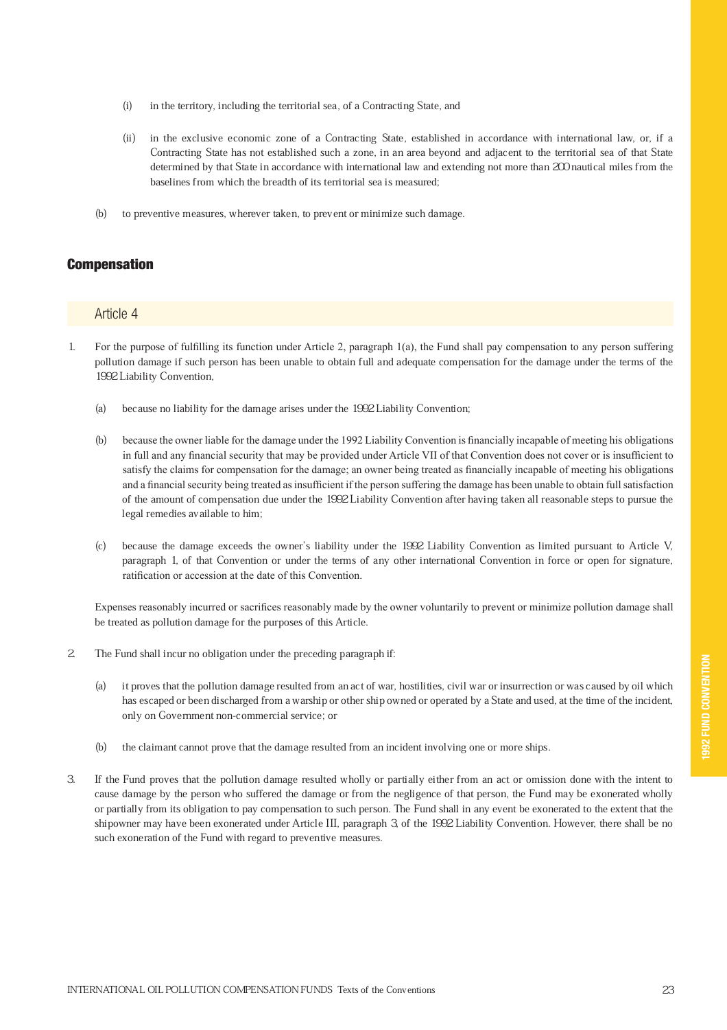(i) in the territory, including the territorial sea, of a Contracting State, and

(ii) in the exclusive economic zone of a Contracting State, established in accordance with international law, or, if a Contracting State has not established such a zone, in an area beyond and adjacent to the territorial sea of that State determined by that State in accordance with international law and extending not more than 200 nautical miles from the baselines from which the breadth of its territorial sea is measured;

(b) to preventive measures, wherever taken, to prevent or minimize such damage.

## Compensation

### Article 4

1. For the purpose of fulfilling its function under Article 2, paragraph 1(a), the Fund shall pay compensation to any person suffering pollution damage if such person has been unable to obtain full and adequate compensation for the damage under the terms of the 1992 Liability Convention,

   (a) because no liability for the damage arises under the 1992 Liability Convention;

   (b) because the owner liable for the damage under the 1992 Liability Convention is financially incapable of meeting his obligations in full and any financial security that may be provided under Article VII of that Convention does not cover or is insufficient to satisfy the claims for compensation for the damage; an owner being treated as financially incapable of meeting his obligations and a financial security being treated as insufficient if the person suffering the damage has been unable to obtain full satisfaction of the amount of compensation due under the 1992 Liability Convention after having taken all reasonable steps to pursue the legal remedies available to him;

   (c) because the damage exceeds the owner's liability under the 1992 Liability Convention as limited pursuant to Article V, paragraph 1, of that Convention or under the terms of any other international Convention in force or open for signature, ratification or accession at the date of this Convention.

   Expenses reasonably incurred or sacrifices reasonably made by the owner voluntarily to prevent or minimize pollution damage shall be treated as pollution damage for the purposes of this Article.

2. The Fund shall incur no obligation under the preceding paragraph if:

   (a) it proves that the pollution damage resulted from an act of war, hostilities, civil war or insurrection or was caused by oil which has escaped or been discharged from a warship or other ship owned or operated by a State and used, at the time of the incident, only on Government non-commercial service; or

   (b) the claimant cannot prove that the damage resulted from an incident involving one or more ships.

3. If the Fund proves that the pollution damage resulted wholly or partially either from an act or omission done with the intent to cause damage by the person who suffered the damage or from the negligence of that person, the Fund may be exonerated wholly or partially from its obligation to pay compensation to such person. The Fund shall in any event be exonerated to the extent that the shipowner may have been exonerated under Article III, paragraph 3, of the 1992 Liability Convention. However, there shall be no such exoneration of the Fund with regard to preventive measures.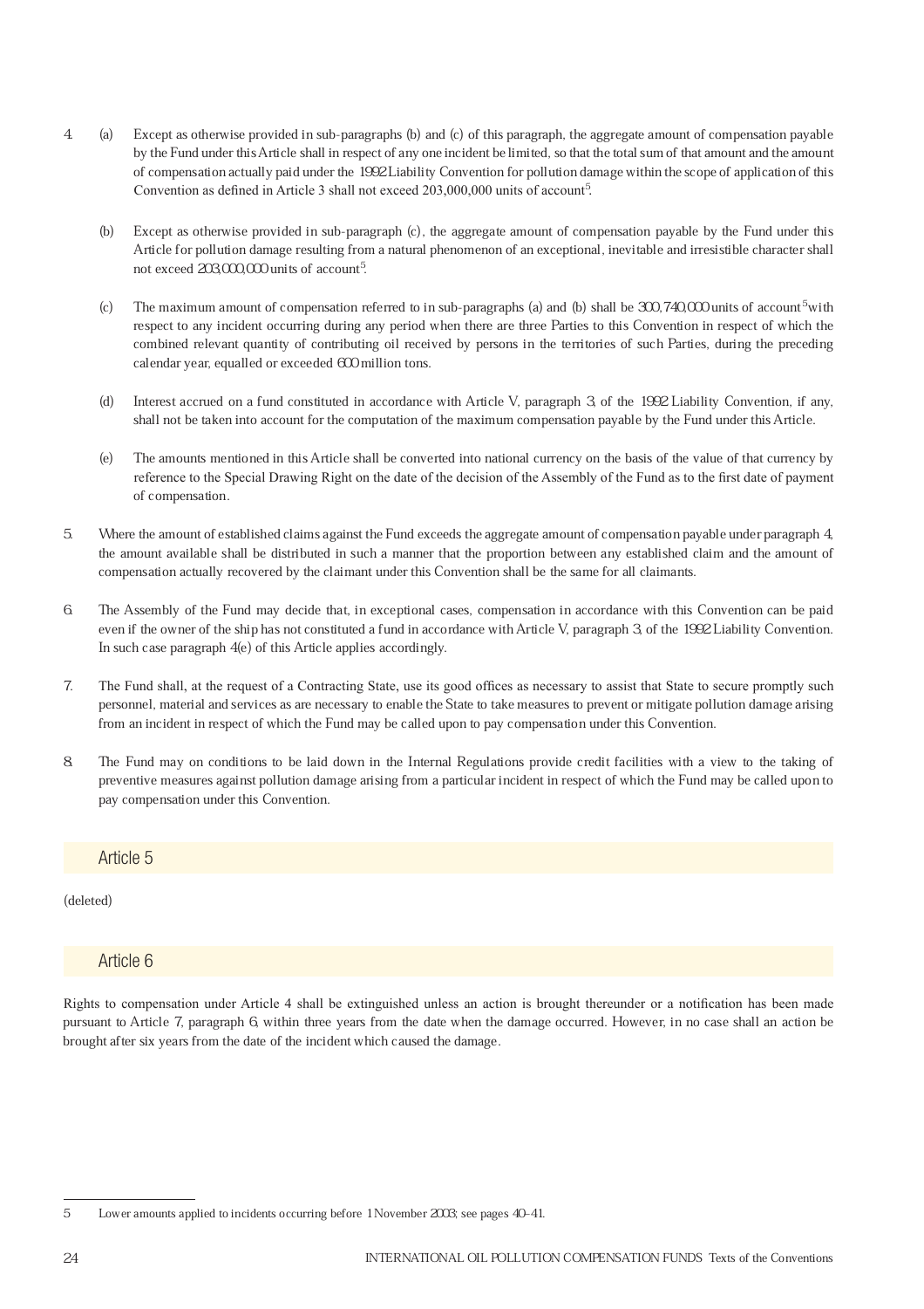4. (a) Except as otherwise provided in sub-paragraphs (b) and (c) of this paragraph, the aggregate amount of compensation payable by the Fund under this Article shall in respect of any one incident be limited, so that the total sum of that amount and the amount of compensation actually paid under the 1992 Liability Convention for pollution damage within the scope of application of this Convention as defined in Article 3 shall not exceed 203,000,000 units of account[5].

   (b) Except as otherwise provided in sub-paragraph (c), the aggregate amount of compensation payable by the Fund under this Article for pollution damage resulting from a natural phenomenon of an exceptional, inevitable and irresistible character shall not exceed 203,000,000 units of account[5].

   (c) The maximum amount of compensation referred to in sub-paragraphs (a) and (b) shall be 300,740,000 units of account[5] with respect to any incident occurring during any period when there are three Parties to this Convention in respect of which the combined relevant quantity of contributing oil received by persons in the territories of such Parties, during the preceding calendar year, equalled or exceeded 600 million tons.

   (d) Interest accrued on a fund constituted in accordance with Article V, paragraph 3, of the 1992 Liability Convention, if any, shall not be taken into account for the computation of the maximum compensation payable by the Fund under this Article.

   (e) The amounts mentioned in this Article shall be converted into national currency on the basis of the value of that currency by reference to the Special Drawing Right on the date of the decision of the Assembly of the Fund as to the first date of payment of compensation.

5. Where the amount of established claims against the Fund exceeds the aggregate amount of compensation payable under paragraph 4, the amount available shall be distributed in such a manner that the proportion between any established claim and the amount of compensation actually recovered by the claimant under this Convention shall be the same for all claimants.

6. The Assembly of the Fund may decide that, in exceptional cases, compensation in accordance with this Convention can be paid even if the owner of the ship has not constituted a fund in accordance with Article V, paragraph 3, of the 1992 Liability Convention. In such case paragraph 4(e) of this Article applies accordingly.

7. The Fund shall, at the request of a Contracting State, use its good offices as necessary to assist that State to secure promptly such personnel, material and services as are necessary to enable the State to take measures to prevent or mitigate pollution damage arising from an incident in respect of which the Fund may be called upon to pay compensation under this Convention.

8. The Fund may on conditions to be laid down in the Internal Regulations provide credit facilities with a view to the taking of preventive measures against pollution damage arising from a particular incident in respect of which the Fund may be called upon to pay compensation under this Convention.

## Article 5

(deleted)

## Article 6

Rights to compensation under Article 4 shall be extinguished unless an action is brought thereunder or a notification has been made pursuant to Article 7, paragraph 6, within three years from the date when the damage occurred. However, in no case shall an action be brought after six years from the date of the incident which caused the damage.

---

5 Lower amounts applied to incidents occurring before 1 November 2003; see pages 40–41.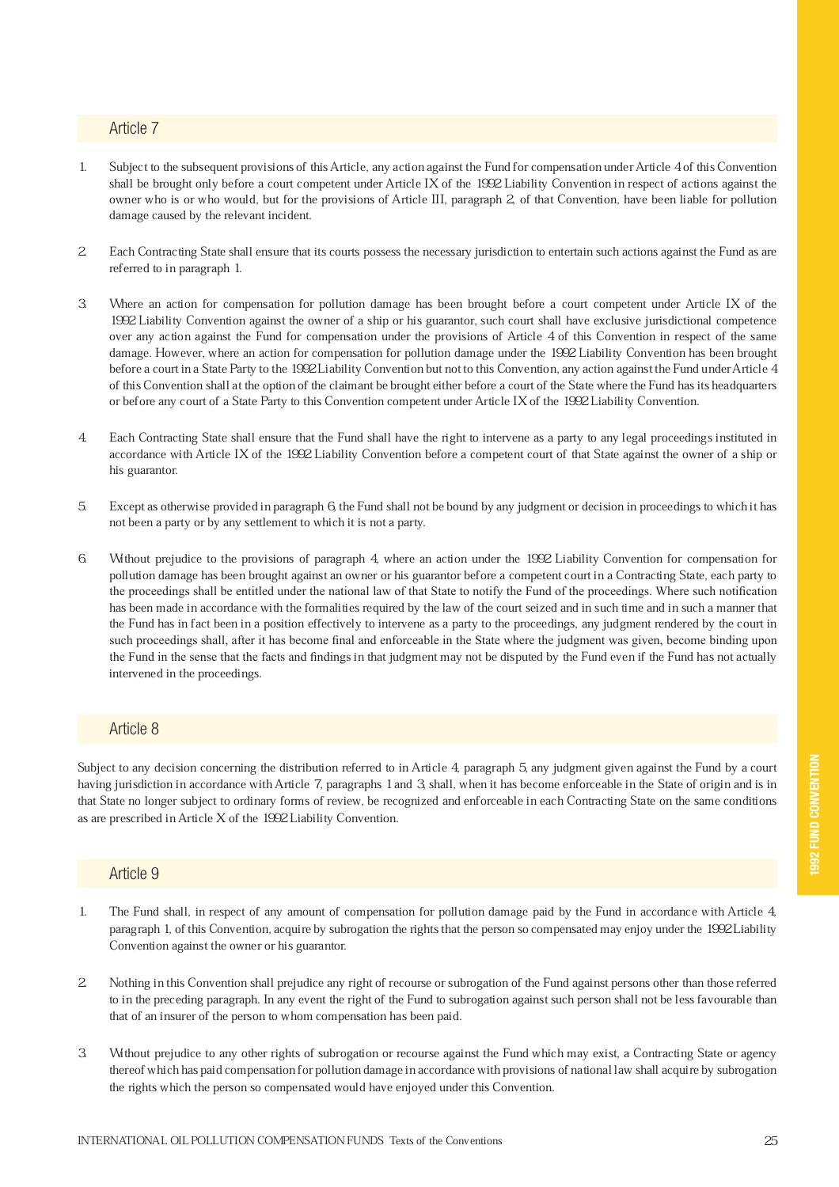## Article 7

1. Subject to the subsequent provisions of this Article, any action against the Fund for compensation under Article 4 of this Convention shall be brought only before a court competent under Article IX of the 1992 Liability Convention in respect of actions against the owner who is or who would, but for the provisions of Article III, paragraph 2, of that Convention, have been liable for pollution damage caused by the relevant incident.

2. Each Contracting State shall ensure that its courts possess the necessary jurisdiction to entertain such actions against the Fund as are referred to in paragraph 1.

3. Where an action for compensation for pollution damage has been brought before a court competent under Article IX of the 1992 Liability Convention against the owner of a ship or his guarantor, such court shall have exclusive jurisdictional competence over any action against the Fund for compensation under the provisions of Article 4 of this Convention in respect of the same damage. However, where an action for compensation for pollution damage under the 1992 Liability Convention has been brought before a court in a State Party to the 1992 Liability Convention but not to this Convention, any action against the Fund under Article 4 of this Convention shall at the option of the claimant be brought either before a court of the State where the Fund has its headquarters or before any court of a State Party to this Convention competent under Article IX of the 1992 Liability Convention.

4. Each Contracting State shall ensure that the Fund shall have the right to intervene as a party to any legal proceedings instituted in accordance with Article IX of the 1992 Liability Convention before a competent court of that State against the owner of a ship or his guarantor.

5. Except as otherwise provided in paragraph 6, the Fund shall not be bound by any judgment or decision in proceedings to which it has not been a party or by any settlement to which it is not a party.

6. Without prejudice to the provisions of paragraph 4, where an action under the 1992 Liability Convention for compensation for pollution damage has been brought against an owner or his guarantor before a competent court in a Contracting State, each party to the proceedings shall be entitled under the national law of that State to notify the Fund of the proceedings. Where such notification has been made in accordance with the formalities required by the law of the court seized and in such time and in such a manner that the Fund has in fact been in a position effectively to intervene as a party to the proceedings, any judgment rendered by the court in such proceedings shall, after it has become final and enforceable in the State where the judgment was given, become binding upon the Fund in the sense that the facts and findings in that judgment may not be disputed by the Fund even if the Fund has not actually intervened in the proceedings.

## Article 8

Subject to any decision concerning the distribution referred to in Article 4, paragraph 5, any judgment given against the Fund by a court having jurisdiction in accordance with Article 7, paragraphs 1 and 3, shall, when it has become enforceable in the State of origin and is in that State no longer subject to ordinary forms of review, be recognized and enforceable in each Contracting State on the same conditions as are prescribed in Article X of the 1992 Liability Convention.

## Article 9

1. The Fund shall, in respect of any amount of compensation for pollution damage paid by the Fund in accordance with Article 4, paragraph 1, of this Convention, acquire by subrogation the rights that the person so compensated may enjoy under the 1992 Liability Convention against the owner or his guarantor.

2. Nothing in this Convention shall prejudice any right of recourse or subrogation of the Fund against persons other than those referred to in the preceding paragraph. In any event the right of the Fund to subrogation against such person shall not be less favourable than that of an insurer of the person to whom compensation has been paid.

3. Without prejudice to any other rights of subrogation or recourse against the Fund which may exist, a Contracting State or agency thereof which has paid compensation for pollution damage in accordance with provisions of national law shall acquire by subrogation the rights which the person so compensated would have enjoyed under this Convention.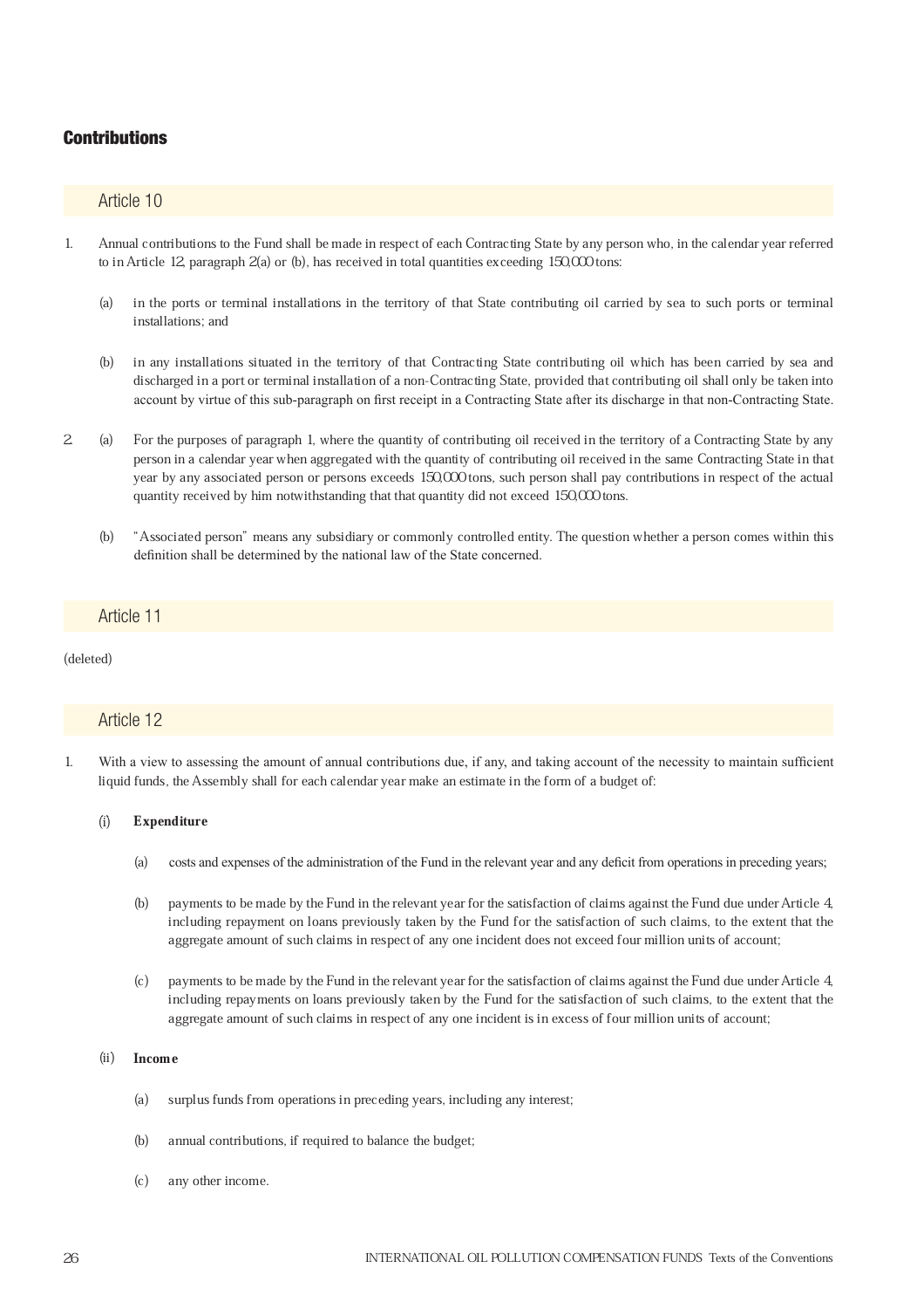## Contributions

### Article 10

1. Annual contributions to the Fund shall be made in respect of each Contracting State by any person who, in the calendar year referred to in Article 12, paragraph 2(a) or (b), has received in total quantities exceeding 150,000 tons:

   (a) in the ports or terminal installations in the territory of that State contributing oil carried by sea to such ports or terminal installations; and

   (b) in any installations situated in the territory of that Contracting State contributing oil which has been carried by sea and discharged in a port or terminal installation of a non-Contracting State, provided that contributing oil shall only be taken into account by virtue of this sub-paragraph on first receipt in a Contracting State after its discharge in that non-Contracting State.

2. (a) For the purposes of paragraph 1, where the quantity of contributing oil received in the territory of a Contracting State by any person in a calendar year when aggregated with the quantity of contributing oil received in the same Contracting State in that year by any associated person or persons exceeds 150,000 tons, such person shall pay contributions in respect of the actual quantity received by him notwithstanding that that quantity did not exceed 150,000 tons.

   (b) "Associated person" means any subsidiary or commonly controlled entity. The question whether a person comes within this definition shall be determined by the national law of the State concerned.

### Article 11

(deleted)

### Article 12

1. With a view to assessing the amount of annual contributions due, if any, and taking account of the necessity to maintain sufficient liquid funds, the Assembly shall for each calendar year make an estimate in the form of a budget of:

   (i) **Expenditure**

   (a) costs and expenses of the administration of the Fund in the relevant year and any deficit from operations in preceding years;

   (b) payments to be made by the Fund in the relevant year for the satisfaction of claims against the Fund due under Article 4, including repayment on loans previously taken by the Fund for the satisfaction of such claims, to the extent that the aggregate amount of such claims in respect of any one incident does not exceed four million units of account;

   (c) payments to be made by the Fund in the relevant year for the satisfaction of claims against the Fund due under Article 4, including repayments on loans previously taken by the Fund for the satisfaction of such claims, to the extent that the aggregate amount of such claims in respect of any one incident is in excess of four million units of account;

   (ii) **Income**

   (a) surplus funds from operations in preceding years, including any interest;

   (b) annual contributions, if required to balance the budget;

   (c) any other income.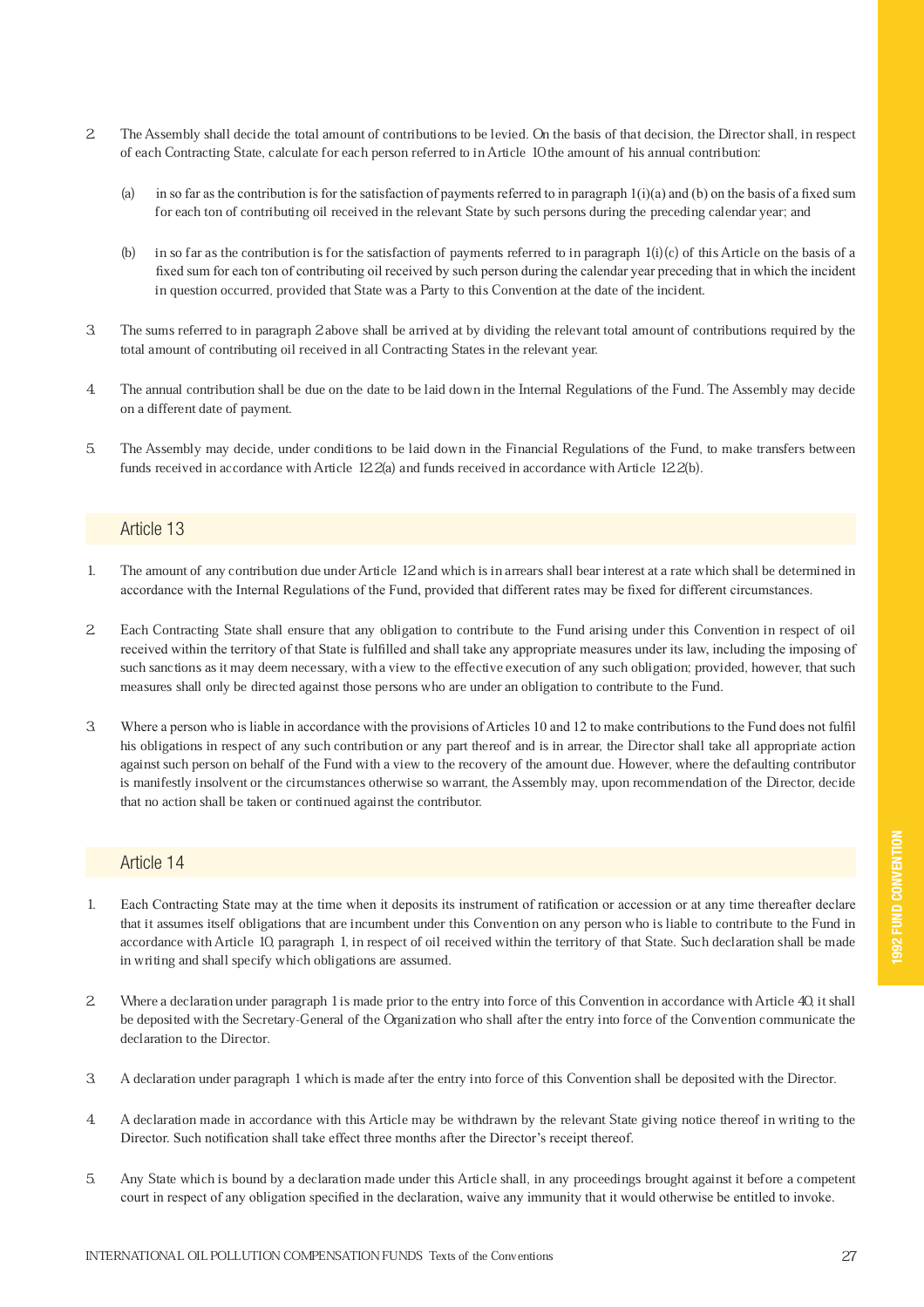2. The Assembly shall decide the total amount of contributions to be levied. On the basis of that decision, the Director shall, in respect of each Contracting State, calculate for each person referred to in Article 10 the amount of his annual contribution:

   (a) in so far as the contribution is for the satisfaction of payments referred to in paragraph 1(i)(a) and (b) on the basis of a fixed sum for each ton of contributing oil received in the relevant State by such persons during the preceding calendar year; and

   (b) in so far as the contribution is for the satisfaction of payments referred to in paragraph 1(i)(c) of this Article on the basis of a fixed sum for each ton of contributing oil received by such person during the calendar year preceding that in which the incident in question occurred, provided that State was a Party to this Convention at the date of the incident.

3. The sums referred to in paragraph 2 above shall be arrived at by dividing the relevant total amount of contributions required by the total amount of contributing oil received in all Contracting States in the relevant year.

4. The annual contribution shall be due on the date to be laid down in the Internal Regulations of the Fund. The Assembly may decide on a different date of payment.

5. The Assembly may decide, under conditions to be laid down in the Financial Regulations of the Fund, to make transfers between funds received in accordance with Article 12.2(a) and funds received in accordance with Article 12.2(b).

## Article 13

1. The amount of any contribution due under Article 12 and which is in arrears shall bear interest at a rate which shall be determined in accordance with the Internal Regulations of the Fund, provided that different rates may be fixed for different circumstances.

2. Each Contracting State shall ensure that any obligation to contribute to the Fund arising under this Convention in respect of oil received within the territory of that State is fulfilled and shall take any appropriate measures under its law, including the imposing of such sanctions as it may deem necessary, with a view to the effective execution of any such obligation; provided, however, that such measures shall only be directed against those persons who are under an obligation to contribute to the Fund.

3. Where a person who is liable in accordance with the provisions of Articles 10 and 12 to make contributions to the Fund does not fulfil his obligations in respect of any such contribution or any part thereof and is in arrear, the Director shall take all appropriate action against such person on behalf of the Fund with a view to the recovery of the amount due. However, where the defaulting contributor is manifestly insolvent or the circumstances otherwise so warrant, the Assembly may, upon recommendation of the Director, decide that no action shall be taken or continued against the contributor.

## Article 14

1. Each Contracting State may at the time when it deposits its instrument of ratification or accession or at any time thereafter declare that it assumes itself obligations that are incumbent under this Convention on any person who is liable to contribute to the Fund in accordance with Article 10, paragraph 1, in respect of oil received within the territory of that State. Such declaration shall be made in writing and shall specify which obligations are assumed.

2. Where a declaration under paragraph 1 is made prior to the entry into force of this Convention in accordance with Article 40, it shall be deposited with the Secretary-General of the Organization who shall after the entry into force of the Convention communicate the declaration to the Director.

3. A declaration under paragraph 1 which is made after the entry into force of this Convention shall be deposited with the Director.

4. A declaration made in accordance with this Article may be withdrawn by the relevant State giving notice thereof in writing to the Director. Such notification shall take effect three months after the Director's receipt thereof.

5. Any State which is bound by a declaration made under this Article shall, in any proceedings brought against it before a competent court in respect of any obligation specified in the declaration, waive any immunity that it would otherwise be entitled to invoke.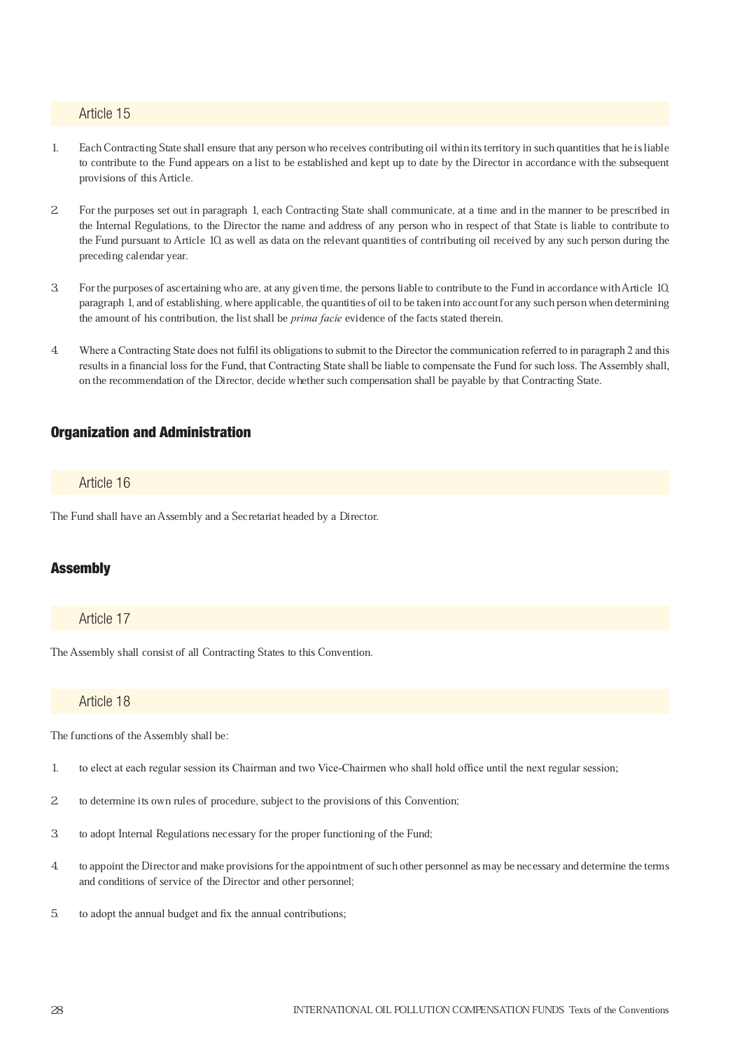### Article 15

1. Each Contracting State shall ensure that any person who receives contributing oil within its territory in such quantities that he is liable to contribute to the Fund appears on a list to be established and kept up to date by the Director in accordance with the subsequent provisions of this Article.

2. For the purposes set out in paragraph 1, each Contracting State shall communicate, at a time and in the manner to be prescribed in the Internal Regulations, to the Director the name and address of any person who in respect of that State is liable to contribute to the Fund pursuant to Article 10, as well as data on the relevant quantities of contributing oil received by any such person during the preceding calendar year.

3. For the purposes of ascertaining who are, at any given time, the persons liable to contribute to the Fund in accordance with Article 10, paragraph 1, and of establishing, where applicable, the quantities of oil to be taken into account for any such person when determining the amount of his contribution, the list shall be *prima facie* evidence of the facts stated therein.

4. Where a Contracting State does not fulfil its obligations to submit to the Director the communication referred to in paragraph 2 and this results in a financial loss for the Fund, that Contracting State shall be liable to compensate the Fund for such loss. The Assembly shall, on the recommendation of the Director, decide whether such compensation shall be payable by that Contracting State.

## Organization and Administration

### Article 16

The Fund shall have an Assembly and a Secretariat headed by a Director.

## Assembly

### Article 17

The Assembly shall consist of all Contracting States to this Convention.

### Article 18

The functions of the Assembly shall be:

1. to elect at each regular session its Chairman and two Vice-Chairmen who shall hold office until the next regular session;

2. to determine its own rules of procedure, subject to the provisions of this Convention;

3. to adopt Internal Regulations necessary for the proper functioning of the Fund;

4. to appoint the Director and make provisions for the appointment of such other personnel as may be necessary and determine the terms and conditions of service of the Director and other personnel;

5. to adopt the annual budget and fix the annual contributions;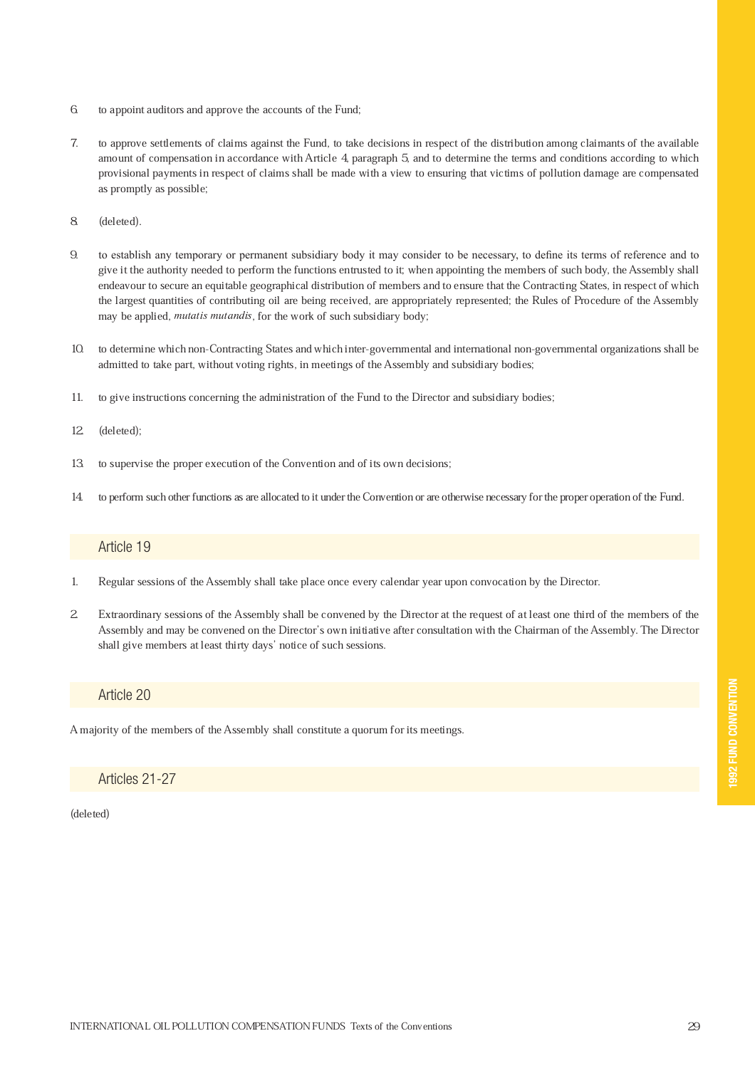6. to appoint auditors and approve the accounts of the Fund;

7. to approve settlements of claims against the Fund, to take decisions in respect of the distribution among claimants of the available amount of compensation in accordance with Article 4, paragraph 5, and to determine the terms and conditions according to which provisional payments in respect of claims shall be made with a view to ensuring that victims of pollution damage are compensated as promptly as possible;

8. (deleted).

9. to establish any temporary or permanent subsidiary body it may consider to be necessary, to define its terms of reference and to give it the authority needed to perform the functions entrusted to it; when appointing the members of such body, the Assembly shall endeavour to secure an equitable geographical distribution of members and to ensure that the Contracting States, in respect of which the largest quantities of contributing oil are being received, are appropriately represented; the Rules of Procedure of the Assembly may be applied, *mutatis mutandis*, for the work of such subsidiary body;

10. to determine which non-Contracting States and which inter-governmental and international non-governmental organizations shall be admitted to take part, without voting rights, in meetings of the Assembly and subsidiary bodies;

11. to give instructions concerning the administration of the Fund to the Director and subsidiary bodies;

12. (deleted);

13. to supervise the proper execution of the Convention and of its own decisions;

14. to perform such other functions as are allocated to it under the Convention or are otherwise necessary for the proper operation of the Fund.

## Article 19

1. Regular sessions of the Assembly shall take place once every calendar year upon convocation by the Director.

2. Extraordinary sessions of the Assembly shall be convened by the Director at the request of at least one third of the members of the Assembly and may be convened on the Director's own initiative after consultation with the Chairman of the Assembly. The Director shall give members at least thirty days' notice of such sessions.

## Article 20

A majority of the members of the Assembly shall constitute a quorum for its meetings.

## Articles 21-27

(deleted)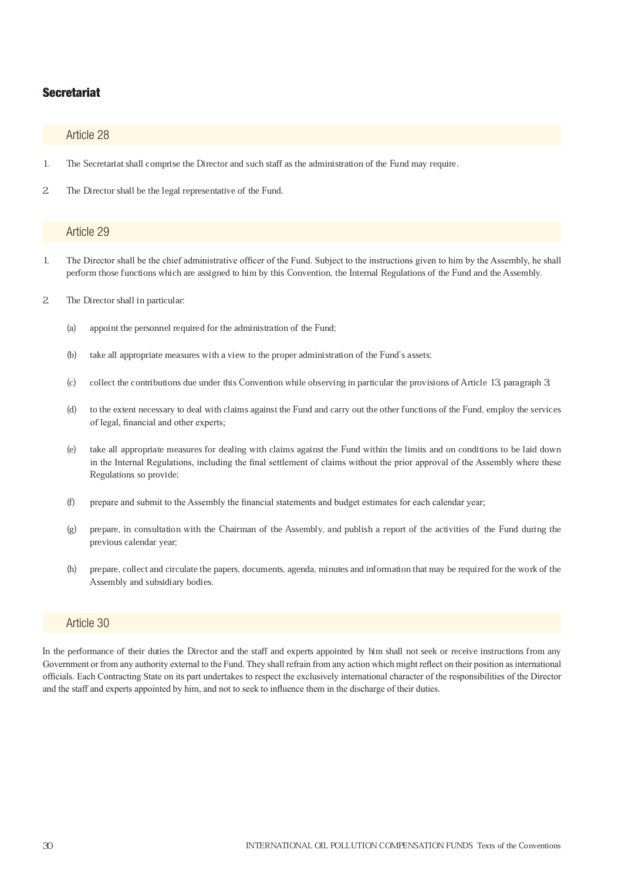## Secretariat

### Article 28

1. The Secretariat shall comprise the Director and such staff as the administration of the Fund may require.

2. The Director shall be the legal representative of the Fund.

### Article 29

1. The Director shall be the chief administrative officer of the Fund. Subject to the instructions given to him by the Assembly, he shall perform those functions which are assigned to him by this Convention, the Internal Regulations of the Fund and the Assembly.

2. The Director shall in particular:

   (a) appoint the personnel required for the administration of the Fund;

   (b) take all appropriate measures with a view to the proper administration of the Fund's assets;

   (c) collect the contributions due under this Convention while observing in particular the provisions of Article 13, paragraph 3;

   (d) to the extent necessary to deal with claims against the Fund and carry out the other functions of the Fund, employ the services of legal, financial and other experts;

   (e) take all appropriate measures for dealing with claims against the Fund within the limits and on conditions to be laid down in the Internal Regulations, including the final settlement of claims without the prior approval of the Assembly where these Regulations so provide;

   (f) prepare and submit to the Assembly the financial statements and budget estimates for each calendar year;

   (g) prepare, in consultation with the Chairman of the Assembly, and publish a report of the activities of the Fund during the previous calendar year;

   (h) prepare, collect and circulate the papers, documents, agenda, minutes and information that may be required for the work of the Assembly and subsidiary bodies.

### Article 30

In the performance of their duties the Director and the staff and experts appointed by him shall not seek or receive instructions from any Government or from any authority external to the Fund. They shall refrain from any action which might reflect on their position as international officials. Each Contracting State on its part undertakes to respect the exclusively international character of the responsibilities of the Director and the staff and experts appointed by him, and not to seek to influence them in the discharge of their duties.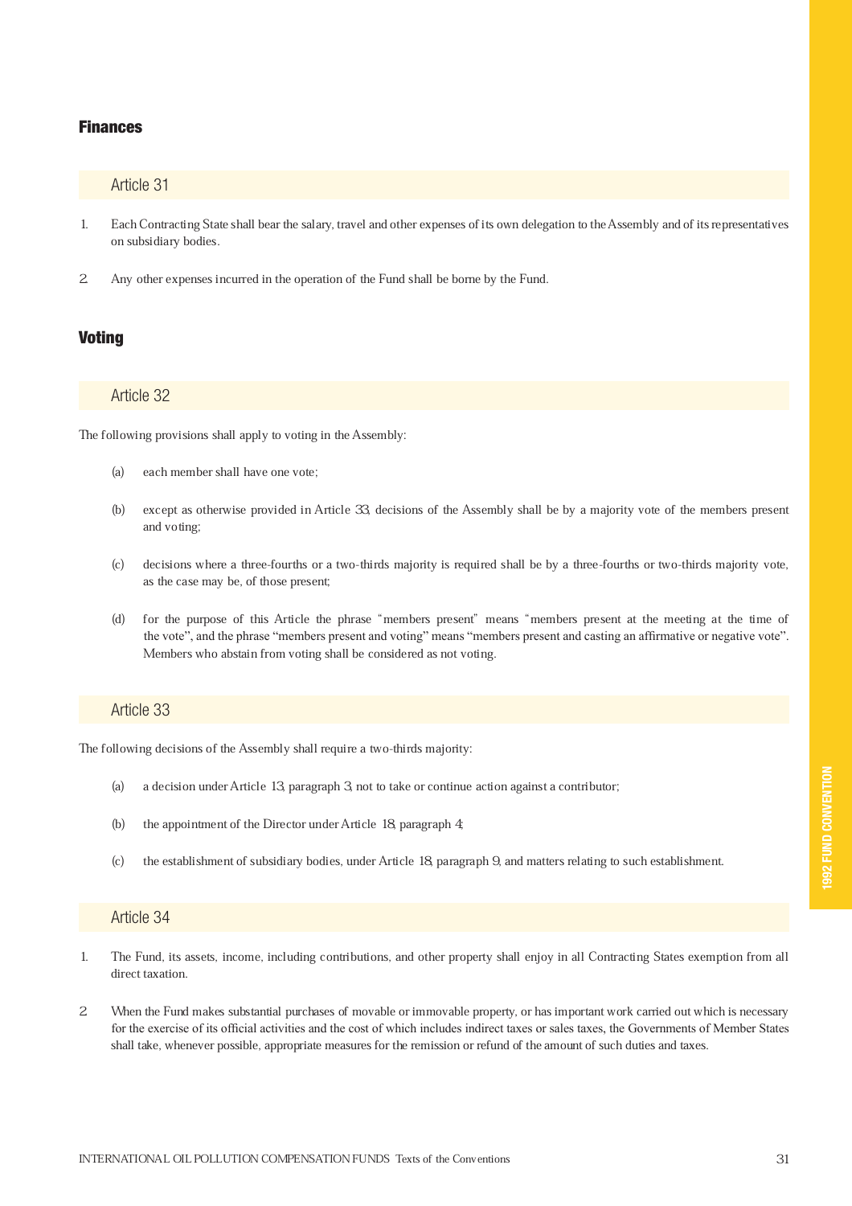## Finances

### Article 31

1. Each Contracting State shall bear the salary, travel and other expenses of its own delegation to the Assembly and of its representatives on subsidiary bodies.

2. Any other expenses incurred in the operation of the Fund shall be borne by the Fund.

## Voting

### Article 32

The following provisions shall apply to voting in the Assembly:

(a) each member shall have one vote;

(b) except as otherwise provided in Article 33, decisions of the Assembly shall be by a majority vote of the members present and voting;

(c) decisions where a three-fourths or a two-thirds majority is required shall be by a three-fourths or two-thirds majority vote, as the case may be, of those present;

(d) for the purpose of this Article the phrase "members present" means "members present at the meeting at the time of the vote", and the phrase "members present and voting" means "members present and casting an affirmative or negative vote". Members who abstain from voting shall be considered as not voting.

### Article 33

The following decisions of the Assembly shall require a two-thirds majority:

(a) a decision under Article 13, paragraph 3, not to take or continue action against a contributor;

(b) the appointment of the Director under Article 18, paragraph 4;

(c) the establishment of subsidiary bodies, under Article 18, paragraph 9, and matters relating to such establishment.

### Article 34

1. The Fund, its assets, income, including contributions, and other property shall enjoy in all Contracting States exemption from all direct taxation.

2. When the Fund makes substantial purchases of movable or immovable property, or has important work carried out which is necessary for the exercise of its official activities and the cost of which includes indirect taxes or sales taxes, the Governments of Member States shall take, whenever possible, appropriate measures for the remission or refund of the amount of such duties and taxes.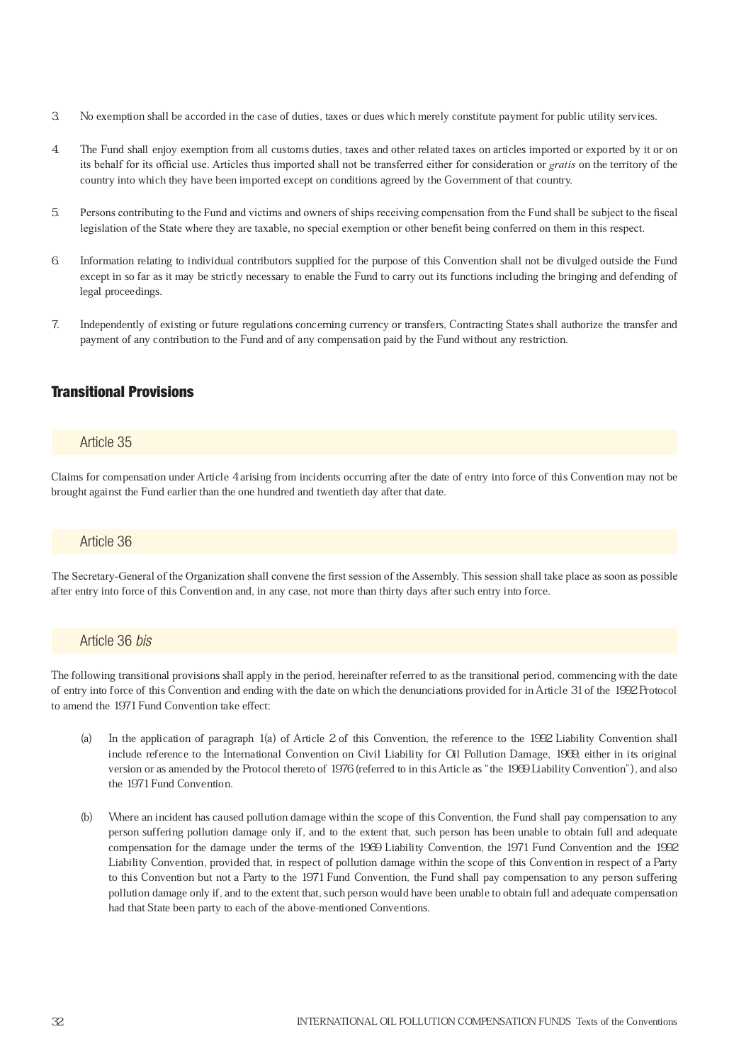3. No exemption shall be accorded in the case of duties, taxes or dues which merely constitute payment for public utility services.

4. The Fund shall enjoy exemption from all customs duties, taxes and other related taxes on articles imported or exported by it or on its behalf for its official use. Articles thus imported shall not be transferred either for consideration or *gratis* on the territory of the country into which they have been imported except on conditions agreed by the Government of that country.

5. Persons contributing to the Fund and victims and owners of ships receiving compensation from the Fund shall be subject to the fiscal legislation of the State where they are taxable, no special exemption or other benefit being conferred on them in this respect.

6. Information relating to individual contributors supplied for the purpose of this Convention shall not be divulged outside the Fund except in so far as it may be strictly necessary to enable the Fund to carry out its functions including the bringing and defending of legal proceedings.

7. Independently of existing or future regulations concerning currency or transfers, Contracting States shall authorize the transfer and payment of any contribution to the Fund and of any compensation paid by the Fund without any restriction.

## Transitional Provisions

### Article 35

Claims for compensation under Article 4 arising from incidents occurring after the date of entry into force of this Convention may not be brought against the Fund earlier than the one hundred and twentieth day after that date.

### Article 36

The Secretary-General of the Organization shall convene the first session of the Assembly. This session shall take place as soon as possible after entry into force of this Convention and, in any case, not more than thirty days after such entry into force.

### Article 36 *bis*

The following transitional provisions shall apply in the period, hereinafter referred to as the transitional period, commencing with the date of entry into force of this Convention and ending with the date on which the denunciations provided for in Article 31 of the 1992 Protocol to amend the 1971 Fund Convention take effect:

(a) In the application of paragraph 1(a) of Article 2 of this Convention, the reference to the 1992 Liability Convention shall include reference to the International Convention on Civil Liability for Oil Pollution Damage, 1969, either in its original version or as amended by the Protocol thereto of 1976 (referred to in this Article as "the 1969 Liability Convention"), and also the 1971 Fund Convention.

(b) Where an incident has caused pollution damage within the scope of this Convention, the Fund shall pay compensation to any person suffering pollution damage only if, and to the extent that, such person has been unable to obtain full and adequate compensation for the damage under the terms of the 1969 Liability Convention, the 1971 Fund Convention and the 1992 Liability Convention, provided that, in respect of pollution damage within the scope of this Convention in respect of a Party to this Convention but not a Party to the 1971 Fund Convention, the Fund shall pay compensation to any person suffering pollution damage only if, and to the extent that, such person would have been unable to obtain full and adequate compensation had that State been party to each of the above-mentioned Conventions.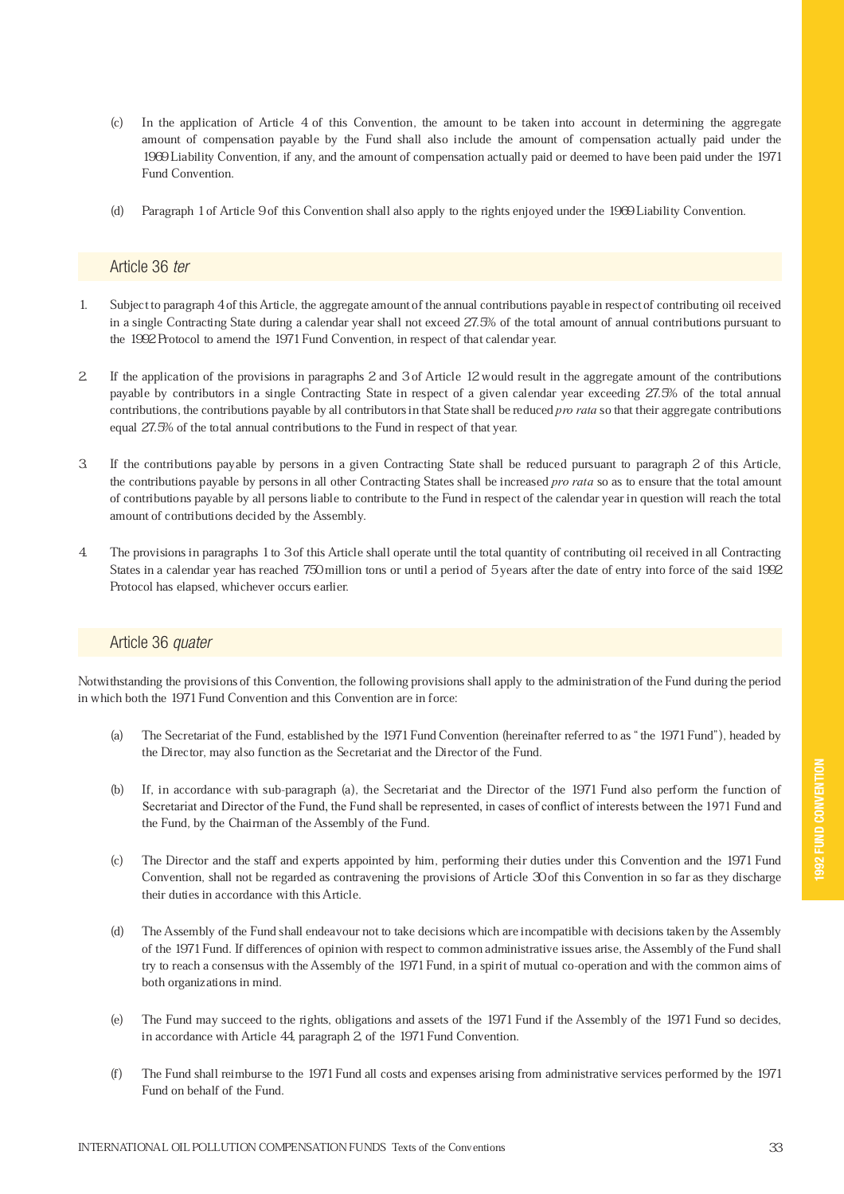(c) In the application of Article 4 of this Convention, the amount to be taken into account in determining the aggregate amount of compensation payable by the Fund shall also include the amount of compensation actually paid under the 1969 Liability Convention, if any, and the amount of compensation actually paid or deemed to have been paid under the 1971 Fund Convention.

(d) Paragraph 1 of Article 9 of this Convention shall also apply to the rights enjoyed under the 1969 Liability Convention.

## Article 36 *ter*

1. Subject to paragraph 4 of this Article, the aggregate amount of the annual contributions payable in respect of contributing oil received in a single Contracting State during a calendar year shall not exceed 27.5% of the total amount of annual contributions pursuant to the 1992 Protocol to amend the 1971 Fund Convention, in respect of that calendar year.

2. If the application of the provisions in paragraphs 2 and 3 of Article 12 would result in the aggregate amount of the contributions payable by contributors in a single Contracting State in respect of a given calendar year exceeding 27.5% of the total annual contributions, the contributions payable by all contributors in that State shall be reduced *pro rata* so that their aggregate contributions equal 27.5% of the total annual contributions to the Fund in respect of that year.

3. If the contributions payable by persons in a given Contracting State shall be reduced pursuant to paragraph 2 of this Article, the contributions payable by persons in all other Contracting States shall be increased *pro rata* so as to ensure that the total amount of contributions payable by all persons liable to contribute to the Fund in respect of the calendar year in question will reach the total amount of contributions decided by the Assembly.

4. The provisions in paragraphs 1 to 3 of this Article shall operate until the total quantity of contributing oil received in all Contracting States in a calendar year has reached 750 million tons or until a period of 5 years after the date of entry into force of the said 1992 Protocol has elapsed, whichever occurs earlier.

## Article 36 *quater*

Notwithstanding the provisions of this Convention, the following provisions shall apply to the administration of the Fund during the period in which both the 1971 Fund Convention and this Convention are in force:

(a) The Secretariat of the Fund, established by the 1971 Fund Convention (hereinafter referred to as "the 1971 Fund"), headed by the Director, may also function as the Secretariat and the Director of the Fund.

(b) If, in accordance with sub-paragraph (a), the Secretariat and the Director of the 1971 Fund also perform the function of Secretariat and Director of the Fund, the Fund shall be represented, in cases of conflict of interests between the 1971 Fund and the Fund, by the Chairman of the Assembly of the Fund.

(c) The Director and the staff and experts appointed by him, performing their duties under this Convention and the 1971 Fund Convention, shall not be regarded as contravening the provisions of Article 30 of this Convention in so far as they discharge their duties in accordance with this Article.

(d) The Assembly of the Fund shall endeavour not to take decisions which are incompatible with decisions taken by the Assembly of the 1971 Fund. If differences of opinion with respect to common administrative issues arise, the Assembly of the Fund shall try to reach a consensus with the Assembly of the 1971 Fund, in a spirit of mutual co-operation and with the common aims of both organizations in mind.

(e) The Fund may succeed to the rights, obligations and assets of the 1971 Fund if the Assembly of the 1971 Fund so decides, in accordance with Article 44, paragraph 2, of the 1971 Fund Convention.

(f) The Fund shall reimburse to the 1971 Fund all costs and expenses arising from administrative services performed by the 1971 Fund on behalf of the Fund.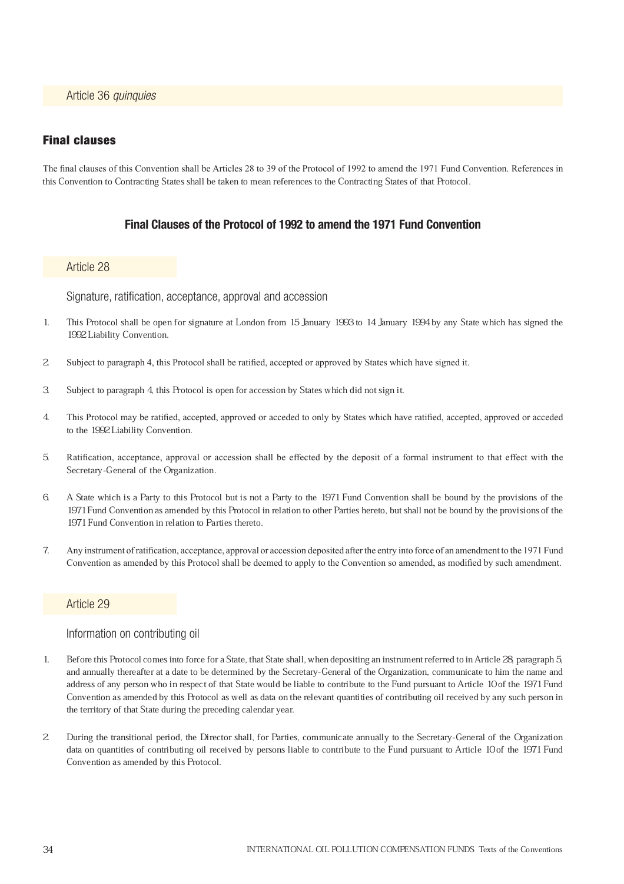## Article 36 *quinquies*

### Final clauses

The final clauses of this Convention shall be Articles 28 to 39 of the Protocol of 1992 to amend the 1971 Fund Convention. References in this Convention to Contracting States shall be taken to mean references to the Contracting States of that Protocol.

## Final Clauses of the Protocol of 1992 to amend the 1971 Fund Convention

## Article 28

### Signature, ratification, acceptance, approval and accession

1. This Protocol shall be open for signature at London from 15 January 1993 to 14 January 1994 by any State which has signed the 1992 Liability Convention.

2. Subject to paragraph 4, this Protocol shall be ratified, accepted or approved by States which have signed it.

3. Subject to paragraph 4, this Protocol is open for accession by States which did not sign it.

4. This Protocol may be ratified, accepted, approved or acceded to only by States which have ratified, accepted, approved or acceded to the 1992 Liability Convention.

5. Ratification, acceptance, approval or accession shall be effected by the deposit of a formal instrument to that effect with the Secretary-General of the Organization.

6. A State which is a Party to this Protocol but is not a Party to the 1971 Fund Convention shall be bound by the provisions of the 1971 Fund Convention as amended by this Protocol in relation to other Parties hereto, but shall not be bound by the provisions of the 1971 Fund Convention in relation to Parties thereto.

7. Any instrument of ratification, acceptance, approval or accession deposited after the entry into force of an amendment to the 1971 Fund Convention as amended by this Protocol shall be deemed to apply to the Convention so amended, as modified by such amendment.

## Article 29

### Information on contributing oil

1. Before this Protocol comes into force for a State, that State shall, when depositing an instrument referred to in Article 28, paragraph 5, and annually thereafter at a date to be determined by the Secretary-General of the Organization, communicate to him the name and address of any person who in respect of that State would be liable to contribute to the Fund pursuant to Article 10 of the 1971 Fund Convention as amended by this Protocol as well as data on the relevant quantities of contributing oil received by any such person in the territory of that State during the preceding calendar year.

2. During the transitional period, the Director shall, for Parties, communicate annually to the Secretary-General of the Organization data on quantities of contributing oil received by persons liable to contribute to the Fund pursuant to Article 10 of the 1971 Fund Convention as amended by this Protocol.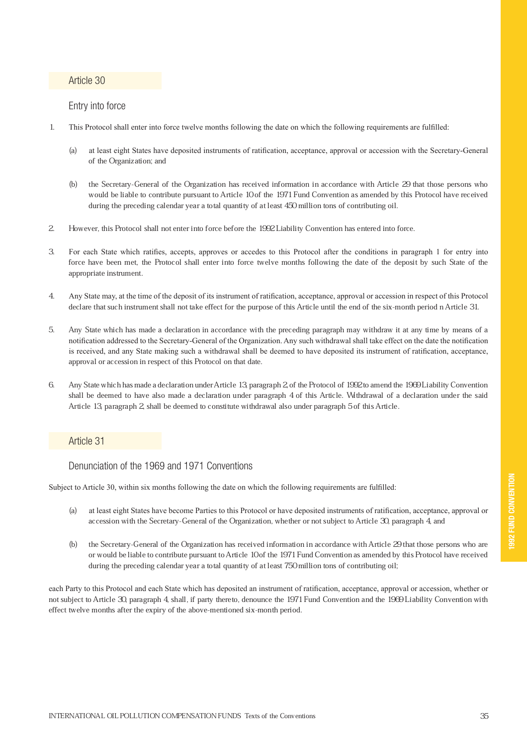## Article 30

### Entry into force

1. This Protocol shall enter into force twelve months following the date on which the following requirements are fulfilled:

   (a) at least eight States have deposited instruments of ratification, acceptance, approval or accession with the Secretary-General of the Organization; and

   (b) the Secretary-General of the Organization has received information in accordance with Article 29 that those persons who would be liable to contribute pursuant to Article 10 of the 1971 Fund Convention as amended by this Protocol have received during the preceding calendar year a total quantity of at least 450 million tons of contributing oil.

2. However, this Protocol shall not enter into force before the 1992 Liability Convention has entered into force.

3. For each State which ratifies, accepts, approves or accedes to this Protocol after the conditions in paragraph 1 for entry into force have been met, the Protocol shall enter into force twelve months following the date of the deposit by such State of the appropriate instrument.

4. Any State may, at the time of the deposit of its instrument of ratification, acceptance, approval or accession in respect of this Protocol declare that such instrument shall not take effect for the purpose of this Article until the end of the six-month period n Article 31.

5. Any State which has made a declaration in accordance with the preceding paragraph may withdraw it at any time by means of a notification addressed to the Secretary-General of the Organization. Any such withdrawal shall take effect on the date the notification is received, and any State making such a withdrawal shall be deemed to have deposited its instrument of ratification, acceptance, approval or accession in respect of this Protocol on that date.

6. Any State which has made a declaration under Article 13, paragraph 2, of the Protocol of 1992 to amend the 1969 Liability Convention shall be deemed to have also made a declaration under paragraph 4 of this Article. Withdrawal of a declaration under the said Article 13, paragraph 2, shall be deemed to constitute withdrawal also under paragraph 5 of this Article.

## Article 31

### Denunciation of the 1969 and 1971 Conventions

Subject to Article 30, within six months following the date on which the following requirements are fulfilled:

(a) at least eight States have become Parties to this Protocol or have deposited instruments of ratification, acceptance, approval or accession with the Secretary-General of the Organization, whether or not subject to Article 30, paragraph 4, and

(b) the Secretary-General of the Organization has received information in accordance with Article 29 that those persons who are or would be liable to contribute pursuant to Article 10 of the 1971 Fund Convention as amended by this Protocol have received during the preceding calendar year a total quantity of at least 750 million tons of contributing oil;

each Party to this Protocol and each State which has deposited an instrument of ratification, acceptance, approval or accession, whether or not subject to Article 30, paragraph 4, shall, if party thereto, denounce the 1971 Fund Convention and the 1969 Liability Convention with effect twelve months after the expiry of the above-mentioned six-month period.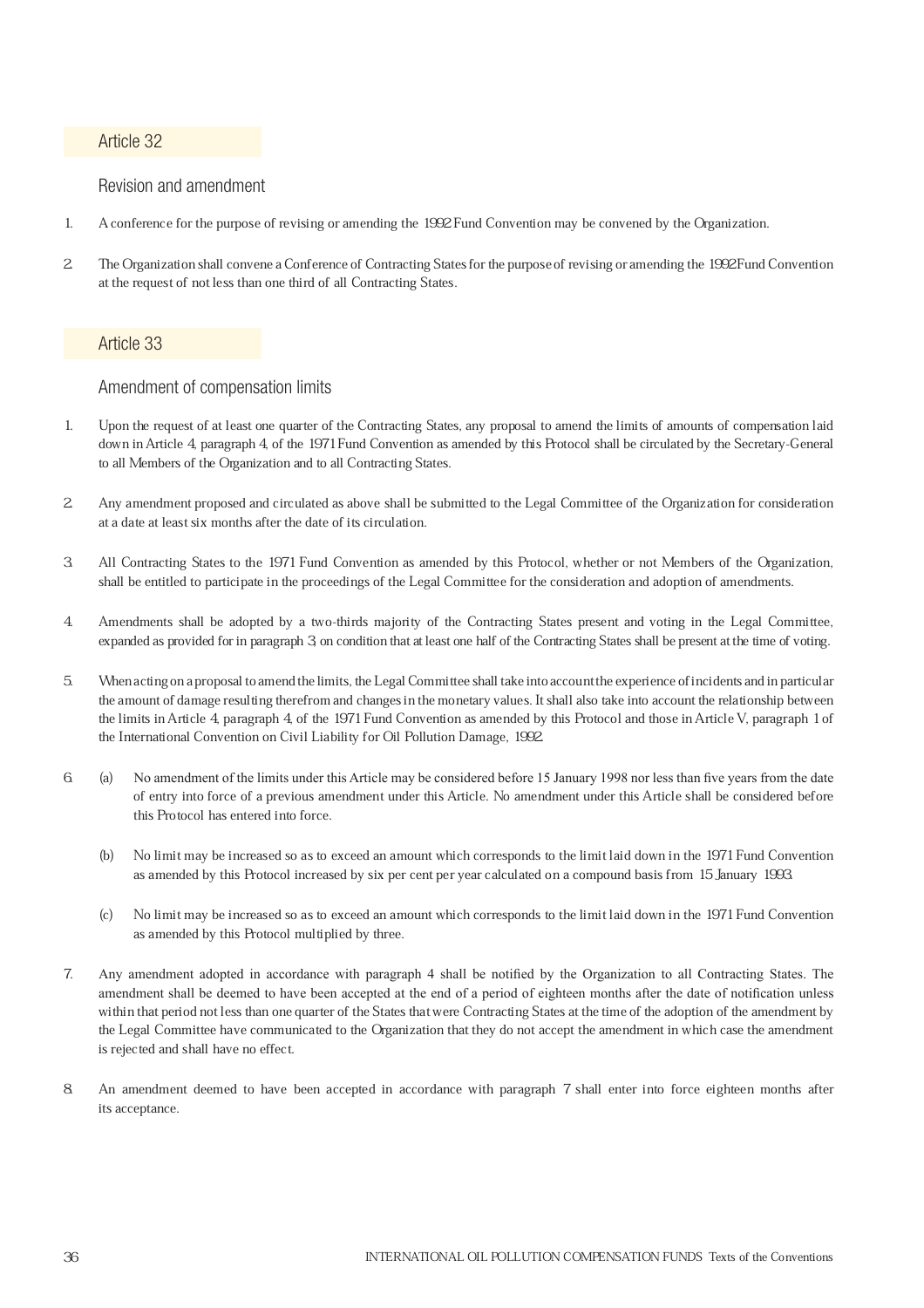## Article 32

### Revision and amendment

1. A conference for the purpose of revising or amending the 1992 Fund Convention may be convened by the Organization.

2. The Organization shall convene a Conference of Contracting States for the purpose of revising or amending the 1992 Fund Convention at the request of not less than one third of all Contracting States.

## Article 33

### Amendment of compensation limits

1. Upon the request of at least one quarter of the Contracting States, any proposal to amend the limits of amounts of compensation laid down in Article 4, paragraph 4, of the 1971 Fund Convention as amended by this Protocol shall be circulated by the Secretary-General to all Members of the Organization and to all Contracting States.

2. Any amendment proposed and circulated as above shall be submitted to the Legal Committee of the Organization for consideration at a date at least six months after the date of its circulation.

3. All Contracting States to the 1971 Fund Convention as amended by this Protocol, whether or not Members of the Organization, shall be entitled to participate in the proceedings of the Legal Committee for the consideration and adoption of amendments.

4. Amendments shall be adopted by a two-thirds majority of the Contracting States present and voting in the Legal Committee, expanded as provided for in paragraph 3, on condition that at least one half of the Contracting States shall be present at the time of voting.

5. When acting on a proposal to amend the limits, the Legal Committee shall take into account the experience of incidents and in particular the amount of damage resulting therefrom and changes in the monetary values. It shall also take into account the relationship between the limits in Article 4, paragraph 4, of the 1971 Fund Convention as amended by this Protocol and those in Article V, paragraph 1 of the International Convention on Civil Liability for Oil Pollution Damage, 1992.

6. (a) No amendment of the limits under this Article may be considered before 15 January 1998 nor less than five years from the date of entry into force of a previous amendment under this Article. No amendment under this Article shall be considered before this Protocol has entered into force.

   (b) No limit may be increased so as to exceed an amount which corresponds to the limit laid down in the 1971 Fund Convention as amended by this Protocol increased by six per cent per year calculated on a compound basis from 15 January 1993.

   (c) No limit may be increased so as to exceed an amount which corresponds to the limit laid down in the 1971 Fund Convention as amended by this Protocol multiplied by three.

7. Any amendment adopted in accordance with paragraph 4 shall be notified by the Organization to all Contracting States. The amendment shall be deemed to have been accepted at the end of a period of eighteen months after the date of notification unless within that period not less than one quarter of the States that were Contracting States at the time of the adoption of the amendment by the Legal Committee have communicated to the Organization that they do not accept the amendment in which case the amendment is rejected and shall have no effect.

8. An amendment deemed to have been accepted in accordance with paragraph 7 shall enter into force eighteen months after its acceptance.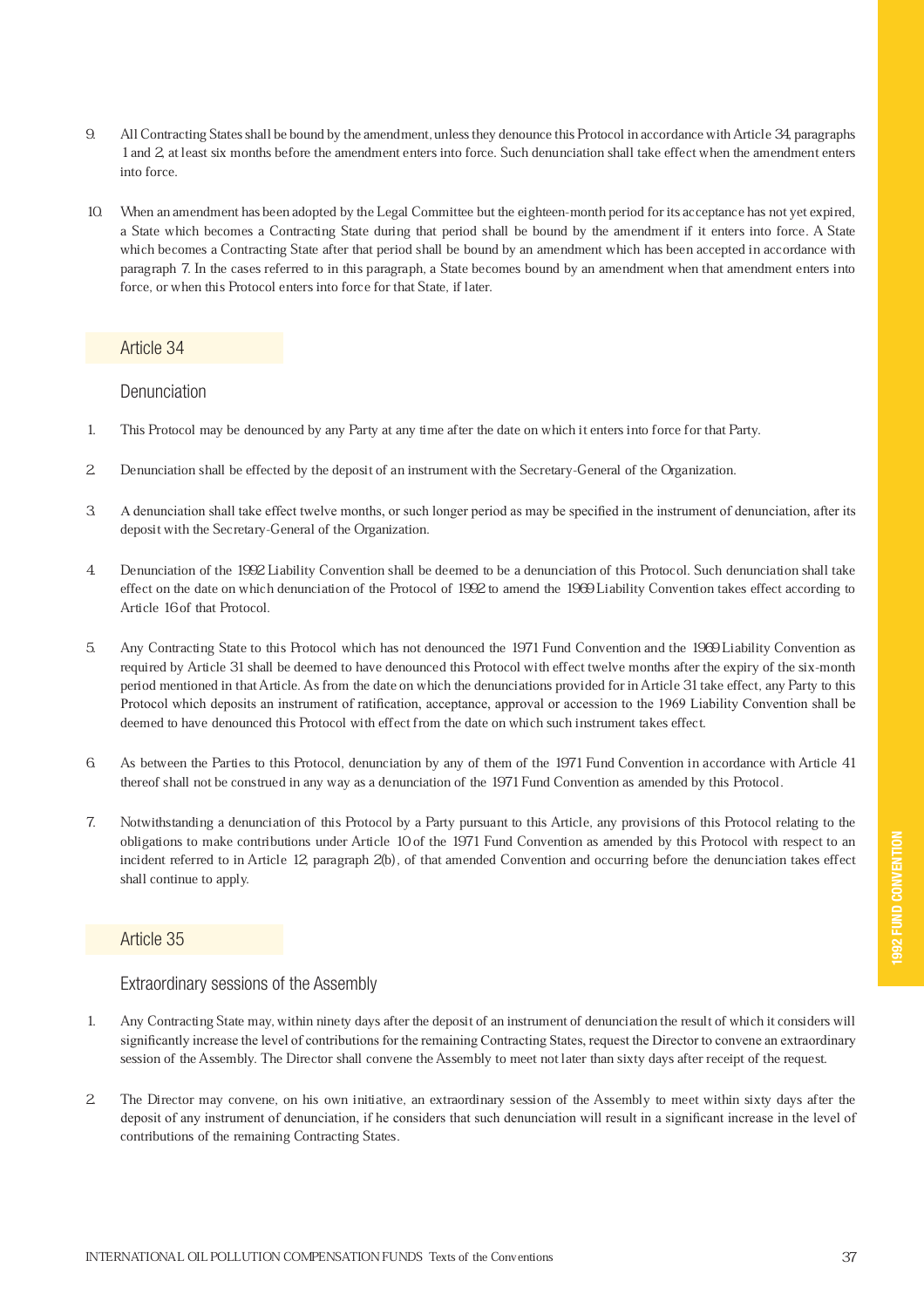9. All Contracting States shall be bound by the amendment, unless they denounce this Protocol in accordance with Article 34, paragraphs 1 and 2, at least six months before the amendment enters into force. Such denunciation shall take effect when the amendment enters into force.

10. When an amendment has been adopted by the Legal Committee but the eighteen-month period for its acceptance has not yet expired, a State which becomes a Contracting State during that period shall be bound by the amendment if it enters into force. A State which becomes a Contracting State after that period shall be bound by an amendment which has been accepted in accordance with paragraph 7. In the cases referred to in this paragraph, a State becomes bound by an amendment when that amendment enters into force, or when this Protocol enters into force for that State, if later.

## Article 34

### Denunciation

1. This Protocol may be denounced by any Party at any time after the date on which it enters into force for that Party.

2. Denunciation shall be effected by the deposit of an instrument with the Secretary-General of the Organization.

3. A denunciation shall take effect twelve months, or such longer period as may be specified in the instrument of denunciation, after its deposit with the Secretary-General of the Organization.

4. Denunciation of the 1992 Liability Convention shall be deemed to be a denunciation of this Protocol. Such denunciation shall take effect on the date on which denunciation of the Protocol of 1992 to amend the 1969 Liability Convention takes effect according to Article 16 of that Protocol.

5. Any Contracting State to this Protocol which has not denounced the 1971 Fund Convention and the 1969 Liability Convention as required by Article 31 shall be deemed to have denounced this Protocol with effect twelve months after the expiry of the six-month period mentioned in that Article. As from the date on which the denunciations provided for in Article 31 take effect, any Party to this Protocol which deposits an instrument of ratification, acceptance, approval or accession to the 1969 Liability Convention shall be deemed to have denounced this Protocol with effect from the date on which such instrument takes effect.

6. As between the Parties to this Protocol, denunciation by any of them of the 1971 Fund Convention in accordance with Article 41 thereof shall not be construed in any way as a denunciation of the 1971 Fund Convention as amended by this Protocol.

7. Notwithstanding a denunciation of this Protocol by a Party pursuant to this Article, any provisions of this Protocol relating to the obligations to make contributions under Article 10 of the 1971 Fund Convention as amended by this Protocol with respect to an incident referred to in Article 12, paragraph 2(b), of that amended Convention and occurring before the denunciation takes effect shall continue to apply.

## Article 35

### Extraordinary sessions of the Assembly

1. Any Contracting State may, within ninety days after the deposit of an instrument of denunciation the result of which it considers will significantly increase the level of contributions for the remaining Contracting States, request the Director to convene an extraordinary session of the Assembly. The Director shall convene the Assembly to meet not later than sixty days after receipt of the request.

2. The Director may convene, on his own initiative, an extraordinary session of the Assembly to meet within sixty days after the deposit of any instrument of denunciation, if he considers that such denunciation will result in a significant increase in the level of contributions of the remaining Contracting States.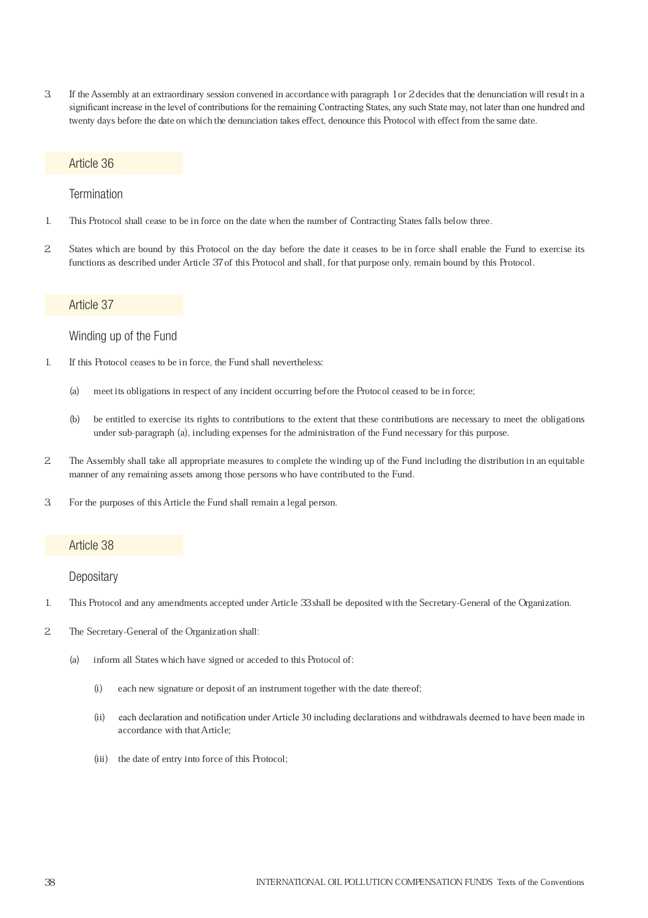3. If the Assembly at an extraordinary session convened in accordance with paragraph 1 or 2 decides that the denunciation will result in a significant increase in the level of contributions for the remaining Contracting States, any such State may, not later than one hundred and twenty days before the date on which the denunciation takes effect, denounce this Protocol with effect from the same date.

## Article 36

### Termination

1. This Protocol shall cease to be in force on the date when the number of Contracting States falls below three.

2. States which are bound by this Protocol on the day before the date it ceases to be in force shall enable the Fund to exercise its functions as described under Article 37 of this Protocol and shall, for that purpose only, remain bound by this Protocol.

## Article 37

### Winding up of the Fund

1. If this Protocol ceases to be in force, the Fund shall nevertheless:

   (a) meet its obligations in respect of any incident occurring before the Protocol ceased to be in force;

   (b) be entitled to exercise its rights to contributions to the extent that these contributions are necessary to meet the obligations under sub-paragraph (a), including expenses for the administration of the Fund necessary for this purpose.

2. The Assembly shall take all appropriate measures to complete the winding up of the Fund including the distribution in an equitable manner of any remaining assets among those persons who have contributed to the Fund.

3. For the purposes of this Article the Fund shall remain a legal person.

## Article 38

### Depositary

1. This Protocol and any amendments accepted under Article 33 shall be deposited with the Secretary-General of the Organization.

2. The Secretary-General of the Organization shall:

   (a) inform all States which have signed or acceded to this Protocol of:

      (i) each new signature or deposit of an instrument together with the date thereof;

      (ii) each declaration and notification under Article 30 including declarations and withdrawals deemed to have been made in accordance with that Article;

      (iii) the date of entry into force of this Protocol;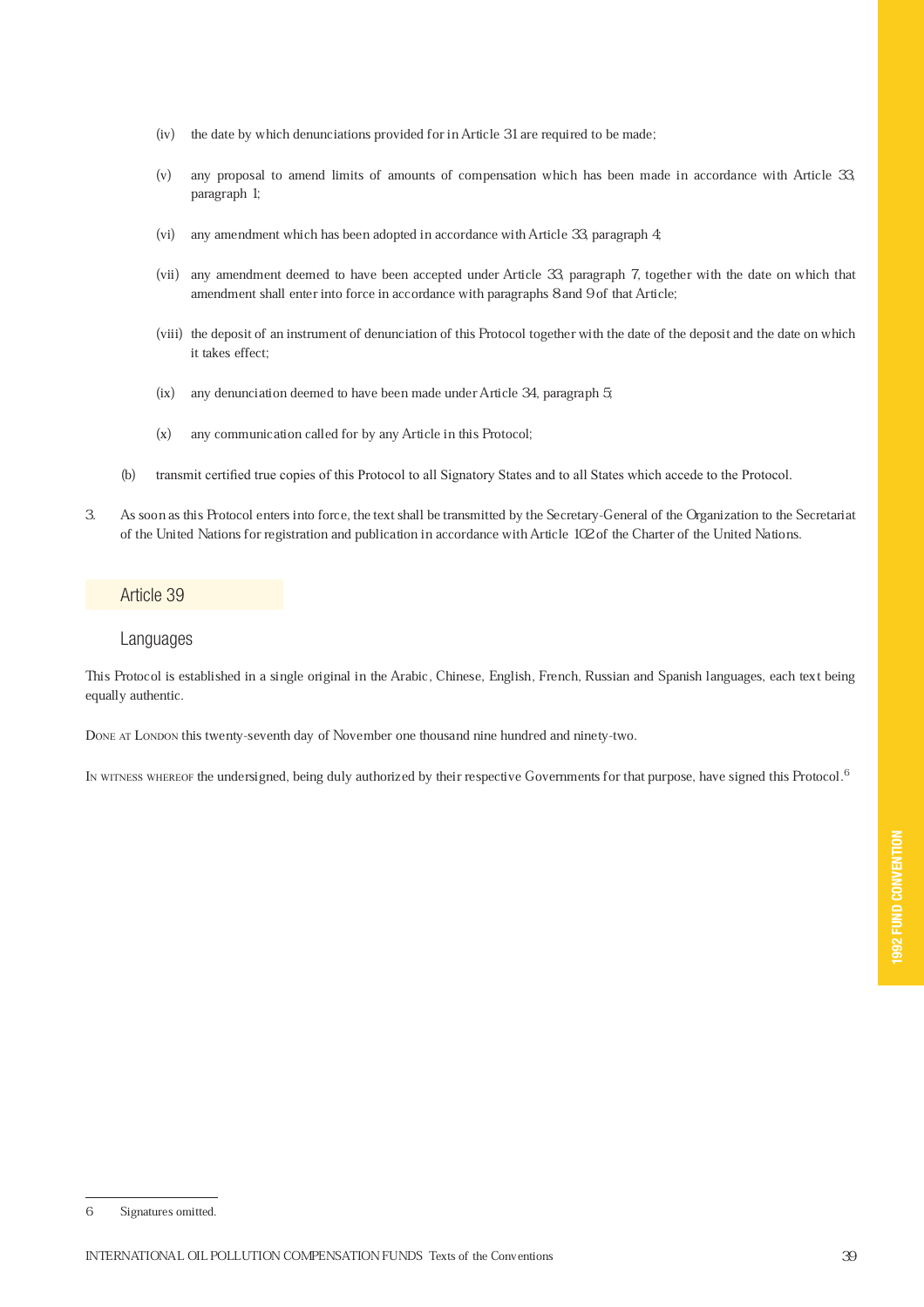(iv) the date by which denunciations provided for in Article 31 are required to be made;

(v) any proposal to amend limits of amounts of compensation which has been made in accordance with Article 33, paragraph 1;

(vi) any amendment which has been adopted in accordance with Article 33, paragraph 4;

(vii) any amendment deemed to have been accepted under Article 33, paragraph 7, together with the date on which that amendment shall enter into force in accordance with paragraphs 8 and 9 of that Article;

(viii) the deposit of an instrument of denunciation of this Protocol together with the date of the deposit and the date on which it takes effect;

(ix) any denunciation deemed to have been made under Article 34, paragraph 5;

(x) any communication called for by any Article in this Protocol;

(b) transmit certified true copies of this Protocol to all Signatory States and to all States which accede to the Protocol.

3. As soon as this Protocol enters into force, the text shall be transmitted by the Secretary-General of the Organization to the Secretariat of the United Nations for registration and publication in accordance with Article 102 of the Charter of the United Nations.

## Article 39

### Languages

This Protocol is established in a single original in the Arabic, Chinese, English, French, Russian and Spanish languages, each text being equally authentic.

DONE AT LONDON this twenty-seventh day of November one thousand nine hundred and ninety-two.

IN WITNESS WHEREOF the undersigned, being duly authorized by their respective Governments for that purpose, have signed this Protocol.[6]

---

6 Signatures omitted.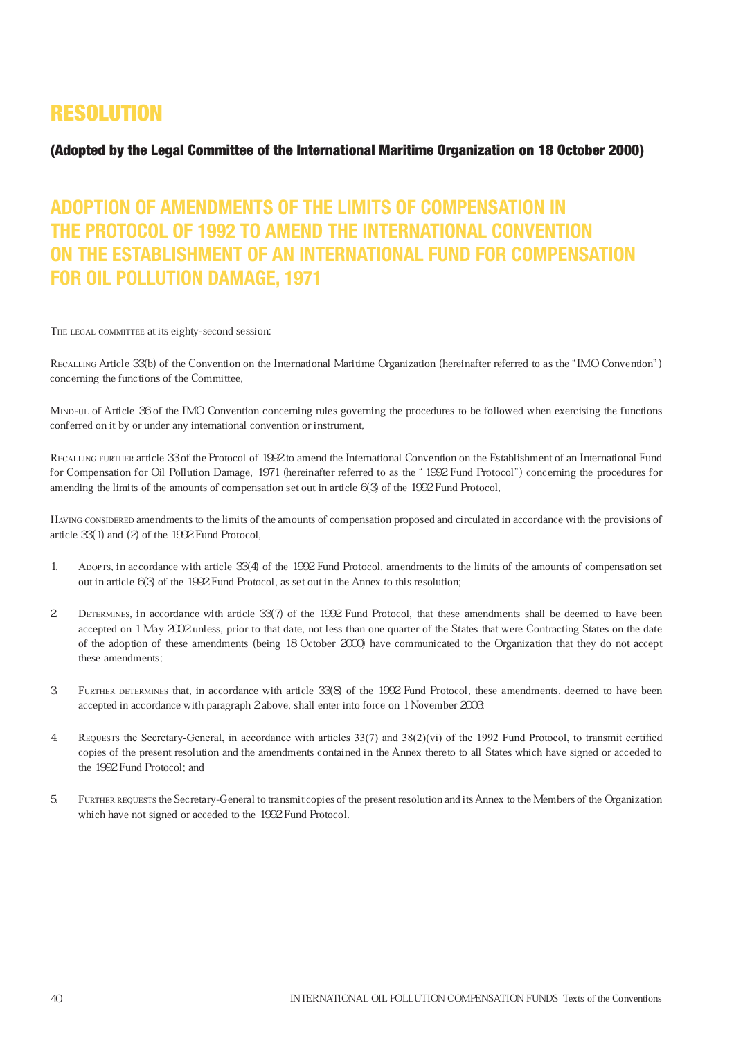# RESOLUTION

### (Adopted by the Legal Committee of the International Maritime Organization on 18 October 2000)

## ADOPTION OF AMENDMENTS OF THE LIMITS OF COMPENSATION IN THE PROTOCOL OF 1992 TO AMEND THE INTERNATIONAL CONVENTION ON THE ESTABLISHMENT OF AN INTERNATIONAL FUND FOR COMPENSATION FOR OIL POLLUTION DAMAGE, 1971

THE LEGAL COMMITTEE at its eighty-second session:

RECALLING Article 33(b) of the Convention on the International Maritime Organization (hereinafter referred to as the "IMO Convention") concerning the functions of the Committee,

MINDFUL of Article 36 of the IMO Convention concerning rules governing the procedures to be followed when exercising the functions conferred on it by or under any international convention or instrument,

RECALLING FURTHER article 33 of the Protocol of 1992 to amend the International Convention on the Establishment of an International Fund for Compensation for Oil Pollution Damage, 1971 (hereinafter referred to as the "1992 Fund Protocol") concerning the procedures for amending the limits of the amounts of compensation set out in article 6(3) of the 1992 Fund Protocol,

HAVING CONSIDERED amendments to the limits of the amounts of compensation proposed and circulated in accordance with the provisions of article 33(1) and (2) of the 1992 Fund Protocol,

1. ADOPTS, in accordance with article 33(4) of the 1992 Fund Protocol, amendments to the limits of the amounts of compensation set out in article 6(3) of the 1992 Fund Protocol, as set out in the Annex to this resolution;

2. DETERMINES, in accordance with article 33(7) of the 1992 Fund Protocol, that these amendments shall be deemed to have been accepted on 1 May 2002 unless, prior to that date, not less than one quarter of the States that were Contracting States on the date of the adoption of these amendments (being 18 October 2000) have communicated to the Organization that they do not accept these amendments;

3. FURTHER DETERMINES that, in accordance with article 33(8) of the 1992 Fund Protocol, these amendments, deemed to have been accepted in accordance with paragraph 2 above, shall enter into force on 1 November 2003;

4. REQUESTS the Secretary-General, in accordance with articles 33(7) and 38(2)(vi) of the 1992 Fund Protocol, to transmit certified copies of the present resolution and the amendments contained in the Annex thereto to all States which have signed or acceded to the 1992 Fund Protocol; and

5. FURTHER REQUESTS the Secretary-General to transmit copies of the present resolution and its Annex to the Members of the Organization which have not signed or acceded to the 1992 Fund Protocol.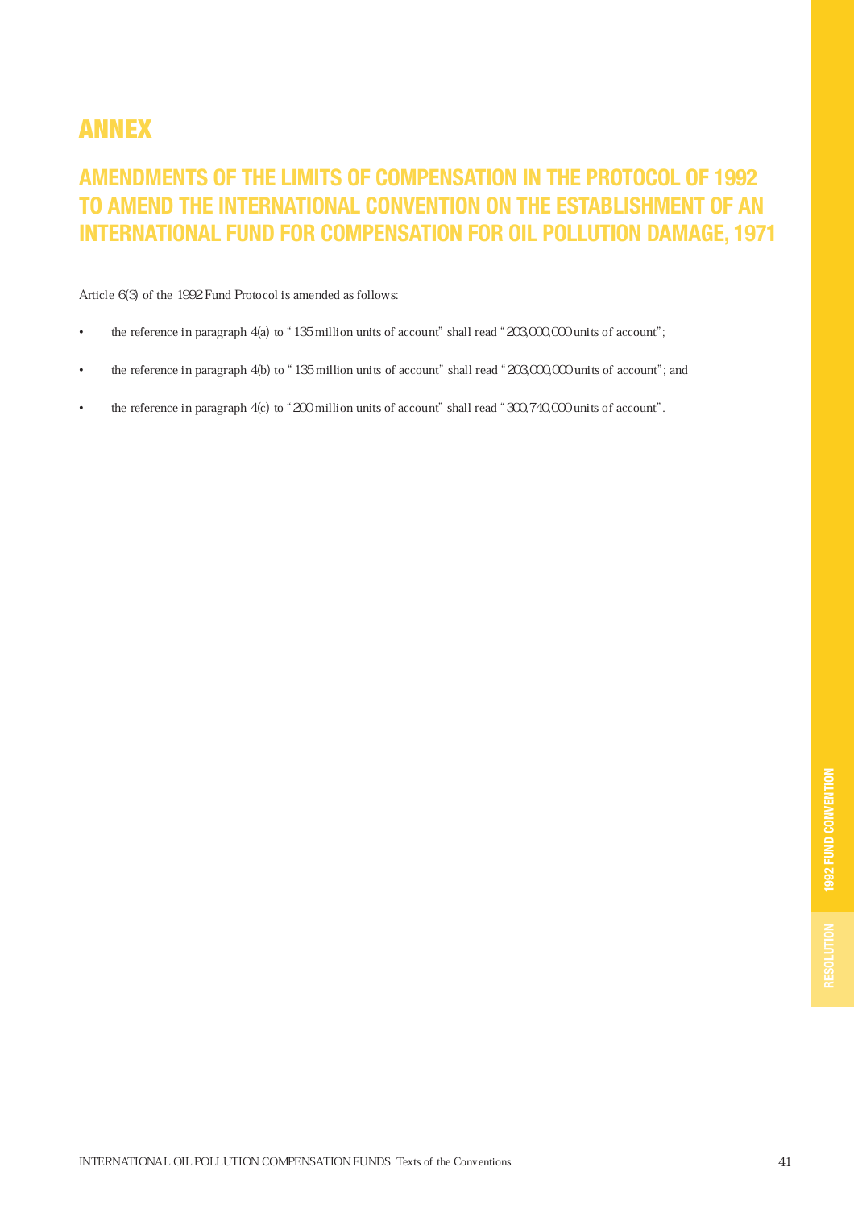# ANNEX

## AMENDMENTS OF THE LIMITS OF COMPENSATION IN THE PROTOCOL OF 1992 TO AMEND THE INTERNATIONAL CONVENTION ON THE ESTABLISHMENT OF AN INTERNATIONAL FUND FOR COMPENSATION FOR OIL POLLUTION DAMAGE, 1971

Article 6(3) of the 1992 Fund Protocol is amended as follows:

- the reference in paragraph 4(a) to "135 million units of account" shall read "203,000,000 units of account";
- the reference in paragraph 4(b) to "135 million units of account" shall read "203,000,000 units of account"; and
- the reference in paragraph 4(c) to "200 million units of account" shall read "300,740,000 units of account".